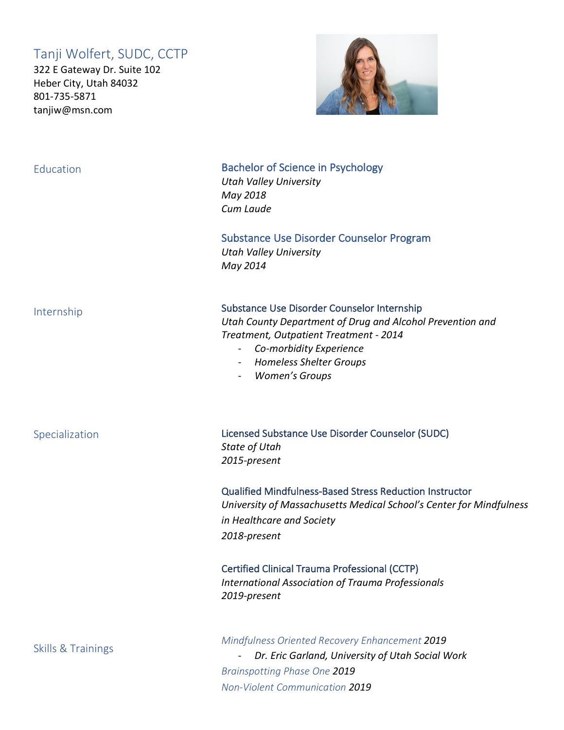# Tanji Wolfert, SUDC, CCTP

322 E Gateway Dr. Suite 102
Heber City, Utah 84032
801-735-5871
tanjiw@msn.com

## Education

### Bachelor of Science in Psychology

*Utah Valley University*
*May 2018*
*Cum Laude*

### Substance Use Disorder Counselor Program

*Utah Valley University*
*May 2014*

## Internship

### Substance Use Disorder Counselor Internship

*Utah County Department of Drug and Alcohol Prevention and Treatment, Outpatient Treatment - 2014*

- *Co-morbidity Experience*
- *Homeless Shelter Groups*
- *Women's Groups*

## Specialization

### Licensed Substance Use Disorder Counselor (SUDC)

*State of Utah*
*2015-present*

### Qualified Mindfulness-Based Stress Reduction Instructor

*University of Massachusetts Medical School's Center for Mindfulness in Healthcare and Society*
*2018-present*

### Certified Clinical Trauma Professional (CCTP)

*International Association of Trauma Professionals*
*2019-present*

## Skills & Trainings

*Mindfulness Oriented Recovery Enhancement 2019*

- *Dr. Eric Garland, University of Utah Social Work*

*Brainspotting Phase One 2019*

*Non-Violent Communication 2019*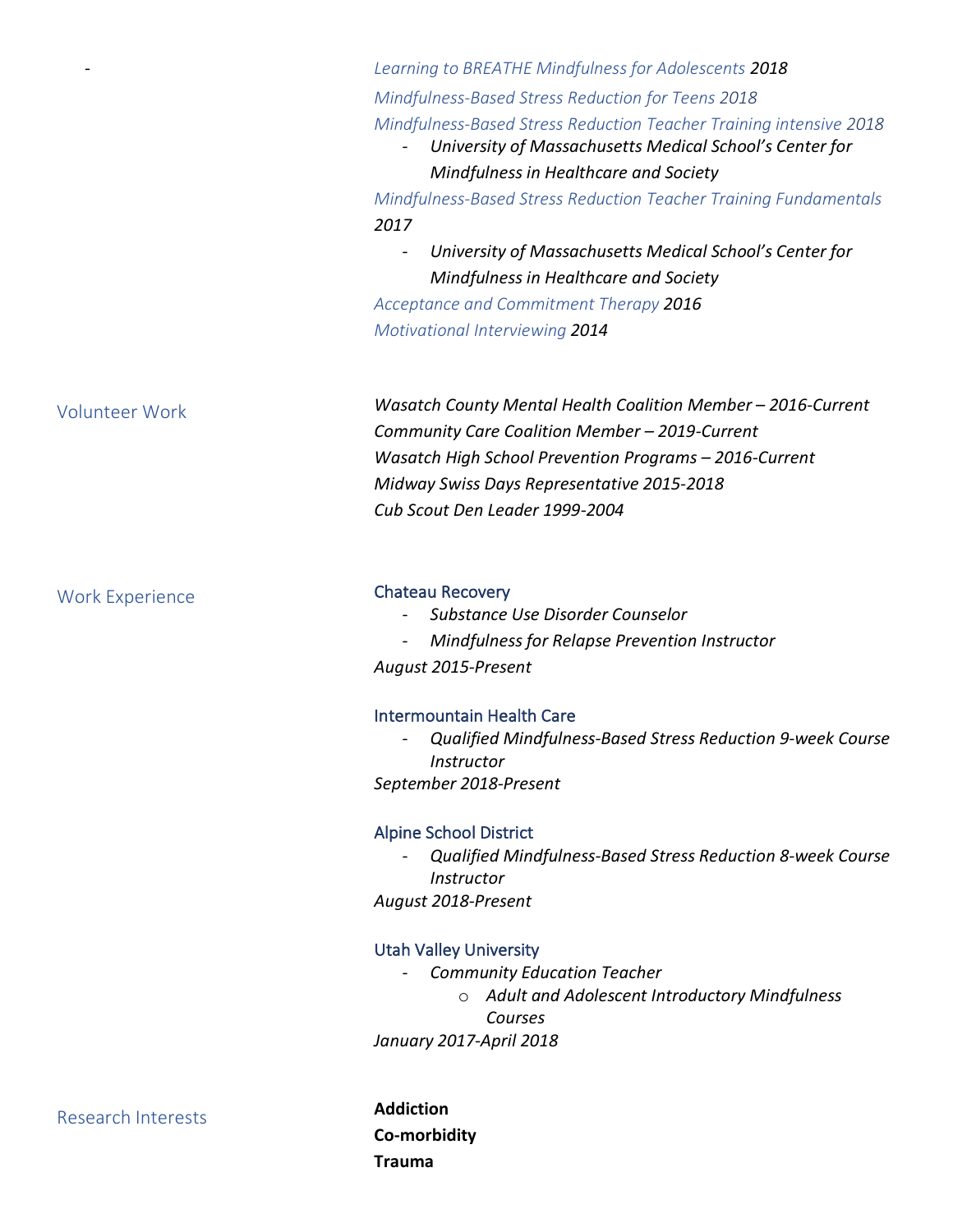*Learning to BREATHE Mindfulness for Adolescents* *2018*

*Mindfulness-Based Stress Reduction for Teens 2018*

*Mindfulness-Based Stress Reduction Teacher Training intensive 2018*

- *University of Massachusetts Medical School's Center for Mindfulness in Healthcare and Society*

*Mindfulness-Based Stress Reduction Teacher Training Fundamentals* *2017*

- *University of Massachusetts Medical School's Center for Mindfulness in Healthcare and Society*

*Acceptance and Commitment Therapy* *2016*

*Motivational Interviewing* *2014*

## Volunteer Work

*Wasatch County Mental Health Coalition Member – 2016-Current*
*Community Care Coalition Member – 2019-Current*
*Wasatch High School Prevention Programs – 2016-Current*
*Midway Swiss Days Representative 2015-2018*
*Cub Scout Den Leader 1999-2004*

## Work Experience

### Chateau Recovery

- *Substance Use Disorder Counselor*
- *Mindfulness for Relapse Prevention Instructor*

*August 2015-Present*

### Intermountain Health Care

- *Qualified Mindfulness-Based Stress Reduction 9-week Course Instructor*

*September 2018-Present*

### Alpine School District

- *Qualified Mindfulness-Based Stress Reduction 8-week Course Instructor*

*August 2018-Present*

### Utah Valley University

- *Community Education Teacher*
  - *Adult and Adolescent Introductory Mindfulness Courses*

*January 2017-April 2018*

## Research Interests

**Addiction**
**Co-morbidity**
**Trauma**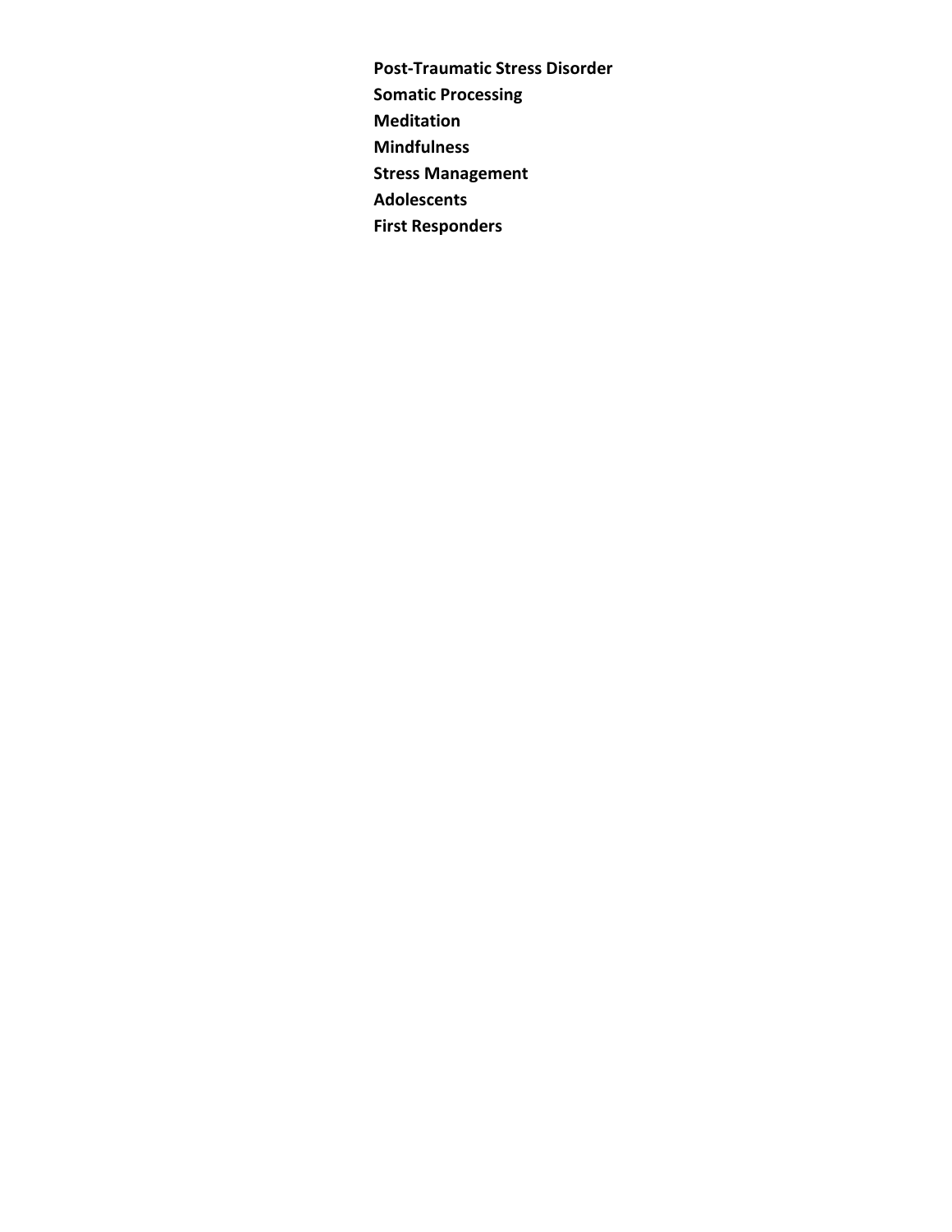**Post-Traumatic Stress Disorder**
**Somatic Processing**
**Meditation**
**Mindfulness**
**Stress Management**
**Adolescents**
**First Responders**